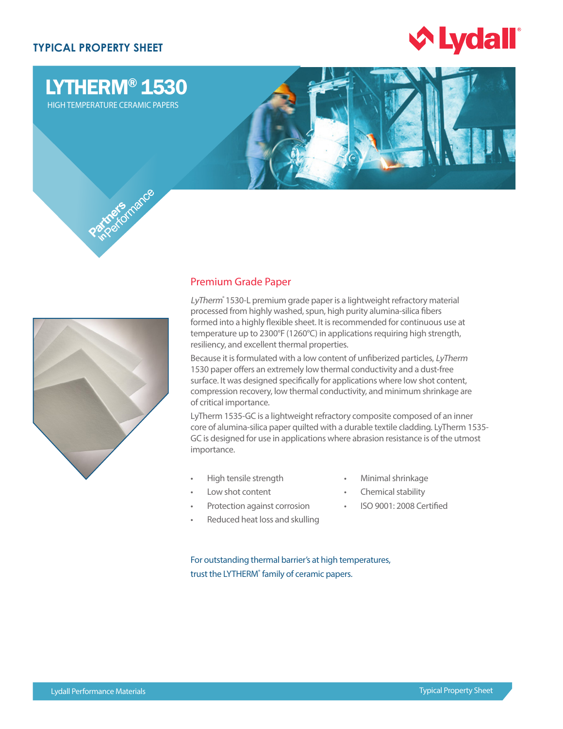TYPICAL PROPERTY SHEET

# LYTHERM® 1530

HIGH TEMPERATURE CERAMIC PAPERS

Partners in Performance

## Premium Grade Paper

*LyTherm*® 1530-L premium grade paper is a lightweight refractory material processed from highly washed, spun, high purity alumina-silica fibers formed into a highly flexible sheet. It is recommended for continuous use at temperature up to 2300°F (1260°C) in applications requiring high strength, resiliency, and excellent thermal properties.

Because it is formulated with a low content of unfiberized particles, *LyTherm* 1530 paper offers an extremely low thermal conductivity and a dust-free surface. It was designed specifically for applications where low shot content, compression recovery, low thermal conductivity, and minimum shrinkage are of critical importance.

LyTherm 1535-GC is a lightweight refractory composite composed of an inner core of alumina-silica paper quilted with a durable textile cladding. LyTherm 1535-GC is designed for use in applications where abrasion resistance is of the utmost importance.

- High tensile strength
- Low shot content
- Protection against corrosion
- Reduced heat loss and skulling
- Minimal shrinkage
- Chemical stability
- ISO 9001: 2008 Certified

For outstanding thermal barrier's at high temperatures, trust the LYTHERM® family of ceramic papers.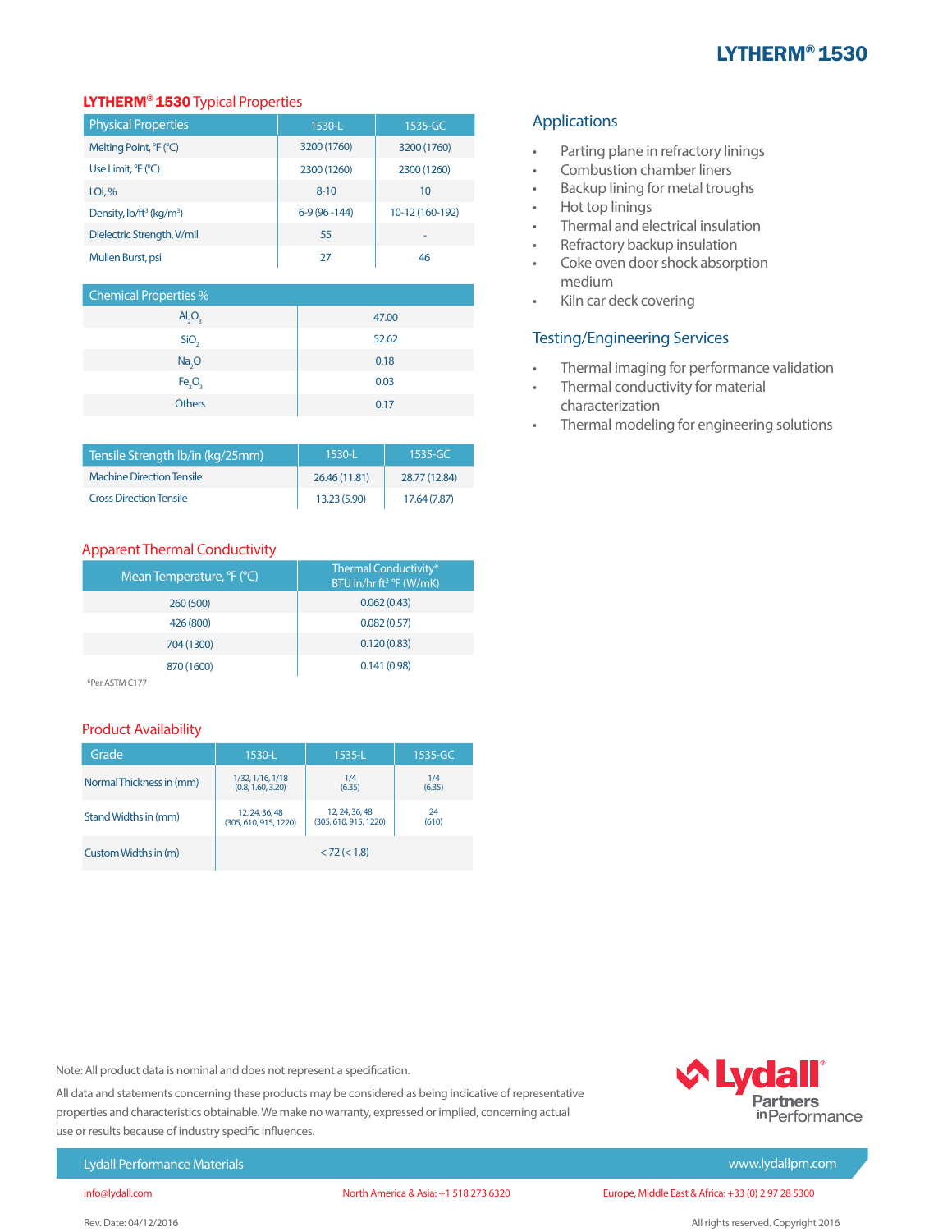# LYTHERM® 1530

## LYTHERM® 1530 Typical Properties

| Physical Properties | 1530-L | 1535-GC |
|---|---|---|
| Melting Point, °F (°C) | 3200 (1760) | 3200 (1760) |
| Use Limit, °F (°C) | 2300 (1260) | 2300 (1260) |
| LOI, % | 8-10 | 10 |
| Density, lb/ft³ (kg/m³) | 6-9 (96 -144) | 10-12 (160-192) |
| Dielectric Strength, V/mil | 55 | - |
| Mullen Burst, psi | 27 | 46 |

| Chemical Properties % | |
|---|---|
| $Al_2O_3$ | 47.00 |
| $SiO_2$ | 52.62 |
| $Na_2O$ | 0.18 |
| $Fe_2O_3$ | 0.03 |
| Others | 0.17 |

| Tensile Strength lb/in (kg/25mm) | 1530-L | 1535-GC |
|---|---|---|
| Machine Direction Tensile | 26.46 (11.81) | 28.77 (12.84) |
| Cross Direction Tensile | 13.23 (5.90) | 17.64 (7.87) |

## Apparent Thermal Conductivity

| Mean Temperature, °F (°C) | Thermal Conductivity* BTU in/hr ft² °F (W/mK) |
|---|---|
| 260 (500) | 0.062 (0.43) |
| 426 (800) | 0.082 (0.57) |
| 704 (1300) | 0.120 (0.83) |
| 870 (1600) | 0.141 (0.98) |

*Per ASTM C177

## Product Availability

| Grade | 1530-L | 1535-L | 1535-GC |
|---|---|---|---|
| Normal Thickness in (mm) | 1/32, 1/16, 1/18 (0.8, 1.60, 3.20) | 1/4 (6.35) | 1/4 (6.35) |
| Stand Widths in (mm) | 12, 24, 36, 48 (305, 610, 915, 1220) | 12, 24, 36, 48 (305, 610, 915, 1220) | 24 (610) |
| Custom Widths in (m) | < 72 (< 1.8) | | |

## Applications

- Parting plane in refractory linings
- Combustion chamber liners
- Backup lining for metal troughs
- Hot top linings
- Thermal and electrical insulation
- Refractory backup insulation
- Coke oven door shock absorption medium
- Kiln car deck covering

## Testing/Engineering Services

- Thermal imaging for performance validation
- Thermal conductivity for material characterization
- Thermal modeling for engineering solutions

Note: All product data is nominal and does not represent a specification.

All data and statements concerning these products may be considered as being indicative of representative properties and characteristics obtainable. We make no warranty, expressed or implied, concerning actual use or results because of industry specific influences.

Lydall® Partners in Performance

Lydall Performance Materials www.lydallpm.com

info@lydall.com North America & Asia: +1 518 273 6320 Europe, Middle East & Africa: +33 (0) 2 97 28 5300

Rev. Date: 04/12/2016 All rights reserved. Copyright 2016